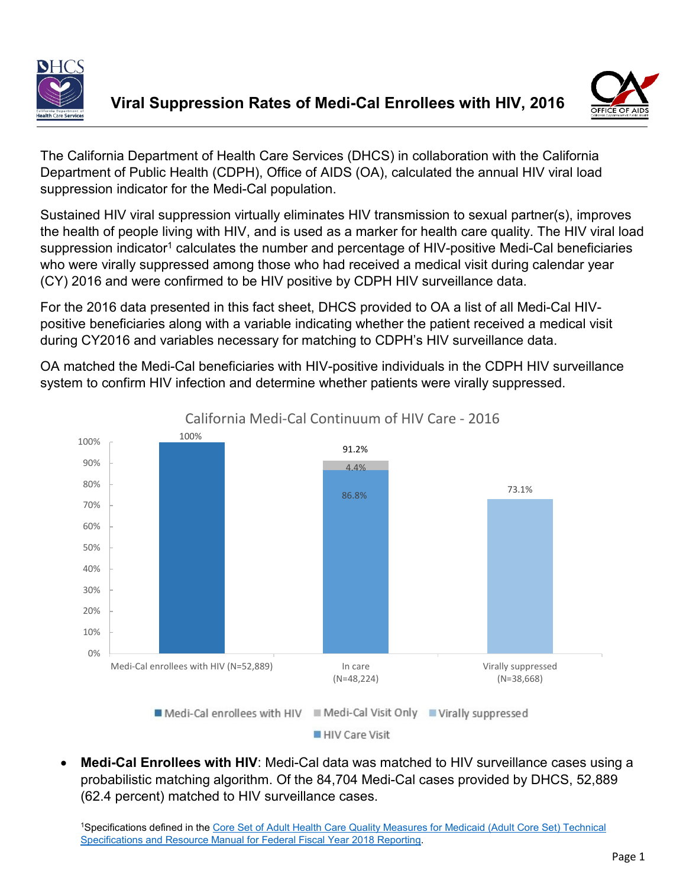# Viral Suppression Rates of Medi-Cal Enrollees with HIV, 2016

The California Department of Health Care Services (DHCS) in collaboration with the California Department of Public Health (CDPH), Office of AIDS (OA), calculated the annual HIV viral load suppression indicator for the Medi-Cal population.

Sustained HIV viral suppression virtually eliminates HIV transmission to sexual partner(s), improves the health of people living with HIV, and is used as a marker for health care quality. The HIV viral load suppression indicator[1] calculates the number and percentage of HIV-positive Medi-Cal beneficiaries who were virally suppressed among those who had received a medical visit during calendar year (CY) 2016 and were confirmed to be HIV positive by CDPH HIV surveillance data.

For the 2016 data presented in this fact sheet, DHCS provided to OA a list of all Medi-Cal HIV-positive beneficiaries along with a variable indicating whether the patient received a medical visit during CY2016 and variables necessary for matching to CDPH's HIV surveillance data.

OA matched the Medi-Cal beneficiaries with HIV-positive individuals in the CDPH HIV surveillance system to confirm HIV infection and determine whether patients were virally suppressed.

**California Medi-Cal Continuum of HIV Care - 2016**

| Category | Medi-Cal enrollees with HIV | HIV Care Visit | Medi-Cal Visit Only | Virally suppressed | Total |
|---|---|---|---|---|---|
| Medi-Cal enrollees with HIV (N=52,889) | 100% | | | | 100% |
| In care (N=48,224) | | 86.8% | 4.4% | | 91.2% |
| Virally suppressed (N=38,668) | | | | 73.1% | 73.1% |

- **Medi-Cal Enrollees with HIV**: Medi-Cal data was matched to HIV surveillance cases using a probabilistic matching algorithm. Of the 84,704 Medi-Cal cases provided by DHCS, 52,889 (62.4 percent) matched to HIV surveillance cases.

[1]Specifications defined in the Core Set of Adult Health Care Quality Measures for Medicaid (Adult Core Set) Technical Specifications and Resource Manual for Federal Fiscal Year 2018 Reporting.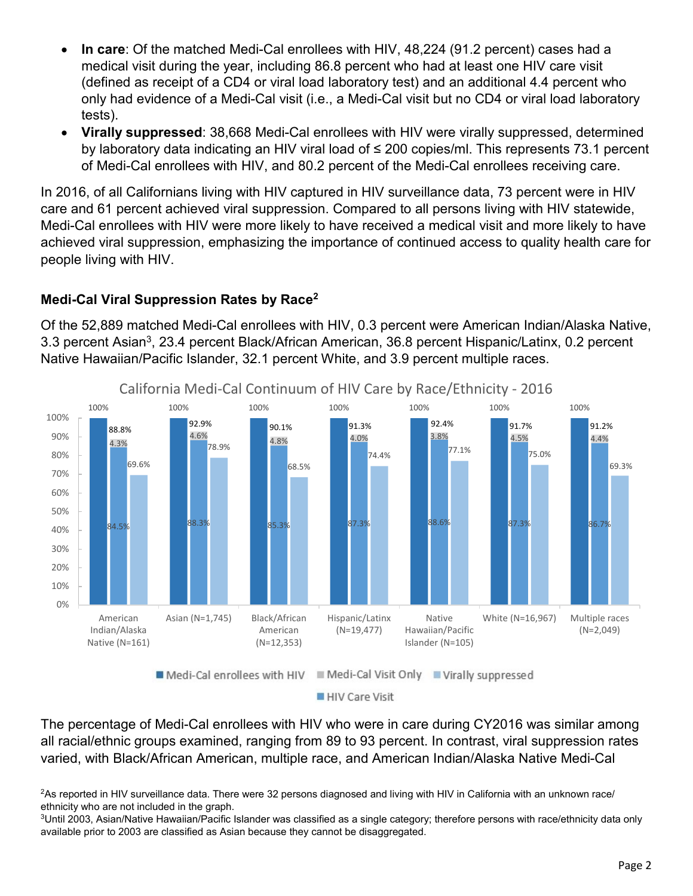- **In care**: Of the matched Medi-Cal enrollees with HIV, 48,224 (91.2 percent) cases had a medical visit during the year, including 86.8 percent who had at least one HIV care visit (defined as receipt of a CD4 or viral load laboratory test) and an additional 4.4 percent who only had evidence of a Medi-Cal visit (i.e., a Medi-Cal visit but no CD4 or viral load laboratory tests).
- **Virally suppressed**: 38,668 Medi-Cal enrollees with HIV were virally suppressed, determined by laboratory data indicating an HIV viral load of ≤ 200 copies/ml. This represents 73.1 percent of Medi-Cal enrollees with HIV, and 80.2 percent of the Medi-Cal enrollees receiving care.

In 2016, of all Californians living with HIV captured in HIV surveillance data, 73 percent were in HIV care and 61 percent achieved viral suppression. Compared to all persons living with HIV statewide, Medi-Cal enrollees with HIV were more likely to have received a medical visit and more likely to have achieved viral suppression, emphasizing the importance of continued access to quality health care for people living with HIV.

### Medi-Cal Viral Suppression Rates by Race[2]

Of the 52,889 matched Medi-Cal enrollees with HIV, 0.3 percent were American Indian/Alaska Native, 3.3 percent Asian[3], 23.4 percent Black/African American, 36.8 percent Hispanic/Latinx, 0.2 percent Native Hawaiian/Pacific Islander, 32.1 percent White, and 3.9 percent multiple races.

**California Medi-Cal Continuum of HIV Care by Race/Ethnicity - 2016**

| Race/Ethnicity | Medi-Cal enrollees with HIV | HIV Care Visit | Medi-Cal Visit Only | Total in care | Virally suppressed |
|---|---|---|---|---|---|
| American Indian/Alaska Native (N=161) | 100% | 84.5% | 4.3% | 88.8% | 69.6% |
| Asian (N=1,745) | 100% | 88.3% | 4.6% | 92.9% | 78.9% |
| Black/African American (N=12,353) | 100% | 85.3% | 4.8% | 90.1% | 68.5% |
| Hispanic/Latinx (N=19,477) | 100% | 87.3% | 4.0% | 91.3% | 74.4% |
| Native Hawaiian/Pacific Islander (N=105) | 100% | 88.6% | 3.8% | 92.4% | 77.1% |
| White (N=16,967) | 100% | 87.3% | 4.5% | 91.7% | 75.0% |
| Multiple races (N=2,049) | 100% | 86.7% | 4.4% | 91.2% | 69.3% |

The percentage of Medi-Cal enrollees with HIV who were in care during CY2016 was similar among all racial/ethnic groups examined, ranging from 89 to 93 percent. In contrast, viral suppression rates varied, with Black/African American, multiple race, and American Indian/Alaska Native Medi-Cal

[2]As reported in HIV surveillance data. There were 32 persons diagnosed and living with HIV in California with an unknown race/ethnicity who are not included in the graph.

[3]Until 2003, Asian/Native Hawaiian/Pacific Islander was classified as a single category; therefore persons with race/ethnicity data only available prior to 2003 are classified as Asian because they cannot be disaggregated.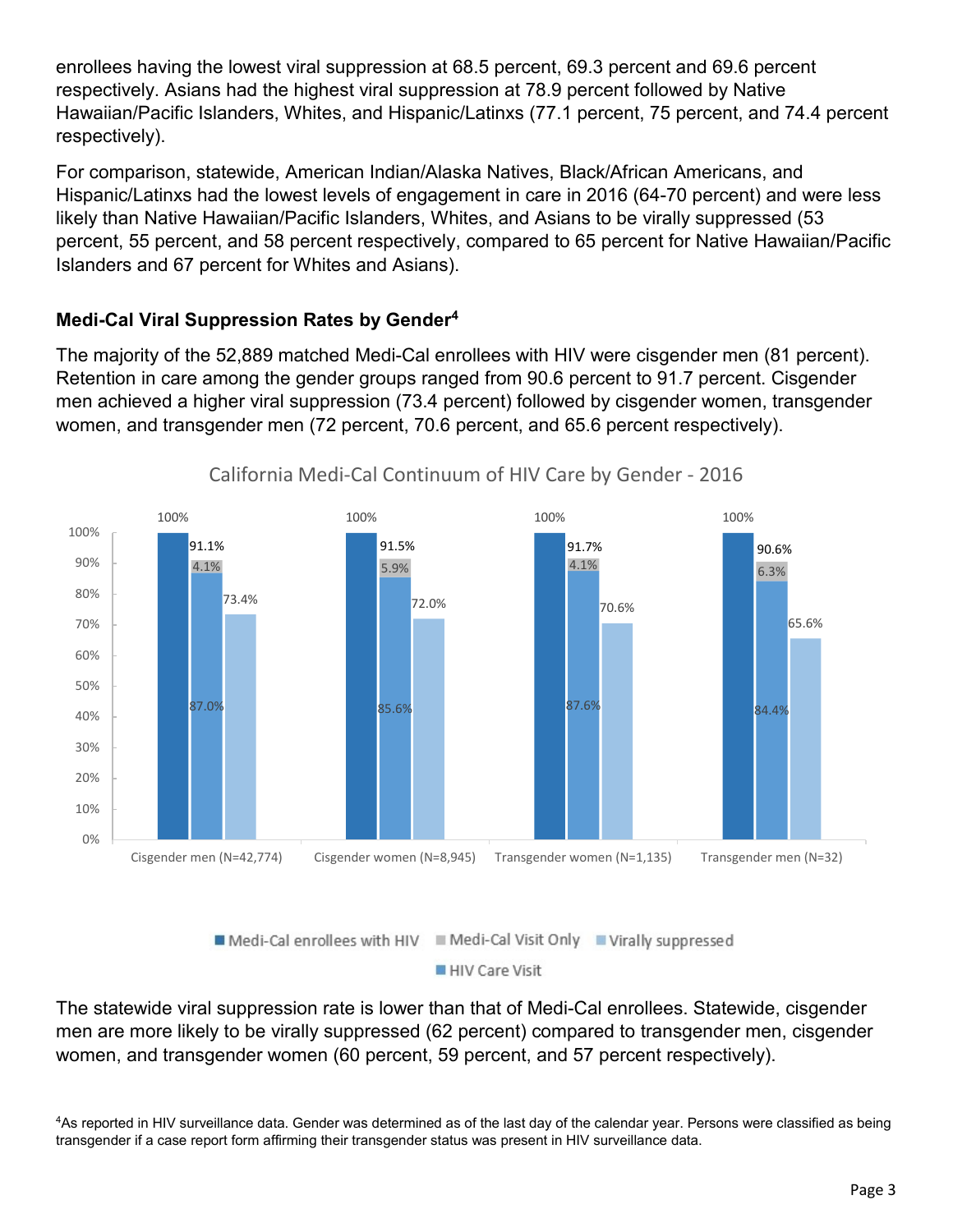enrollees having the lowest viral suppression at 68.5 percent, 69.3 percent and 69.6 percent respectively. Asians had the highest viral suppression at 78.9 percent followed by Native Hawaiian/Pacific Islanders, Whites, and Hispanic/Latinxs (77.1 percent, 75 percent, and 74.4 percent respectively).

For comparison, statewide, American Indian/Alaska Natives, Black/African Americans, and Hispanic/Latinxs had the lowest levels of engagement in care in 2016 (64-70 percent) and were less likely than Native Hawaiian/Pacific Islanders, Whites, and Asians to be virally suppressed (53 percent, 55 percent, and 58 percent respectively, compared to 65 percent for Native Hawaiian/Pacific Islanders and 67 percent for Whites and Asians).

### Medi-Cal Viral Suppression Rates by Gender[4]

The majority of the 52,889 matched Medi-Cal enrollees with HIV were cisgender men (81 percent). Retention in care among the gender groups ranged from 90.6 percent to 91.7 percent. Cisgender men achieved a higher viral suppression (73.4 percent) followed by cisgender women, transgender women, and transgender men (72 percent, 70.6 percent, and 65.6 percent respectively).

California Medi-Cal Continuum of HIV Care by Gender - 2016

100%
90%
80%
70%
60%
50%
40%
30%
20%
10%
0%

Cisgender men (N=42,774): 100%, 91.1%, 4.1%, 87.0%, 73.4%

Cisgender women (N=8,945): 100%, 91.5%, 5.9%, 85.6%, 72.0%

Transgender women (N=1,135): 100%, 91.7%, 4.1%, 87.6%, 70.6%

Transgender men (N=32): 100%, 90.6%, 6.3%, 84.4%, 65.6%

Medi-Cal enrollees with HIV
Medi-Cal Visit Only
Virally suppressed
HIV Care Visit

The statewide viral suppression rate is lower than that of Medi-Cal enrollees. Statewide, cisgender men are more likely to be virally suppressed (62 percent) compared to transgender men, cisgender women, and transgender women (60 percent, 59 percent, and 57 percent respectively).

[4]As reported in HIV surveillance data. Gender was determined as of the last day of the calendar year. Persons were classified as being transgender if a case report form affirming their transgender status was present in HIV surveillance data.